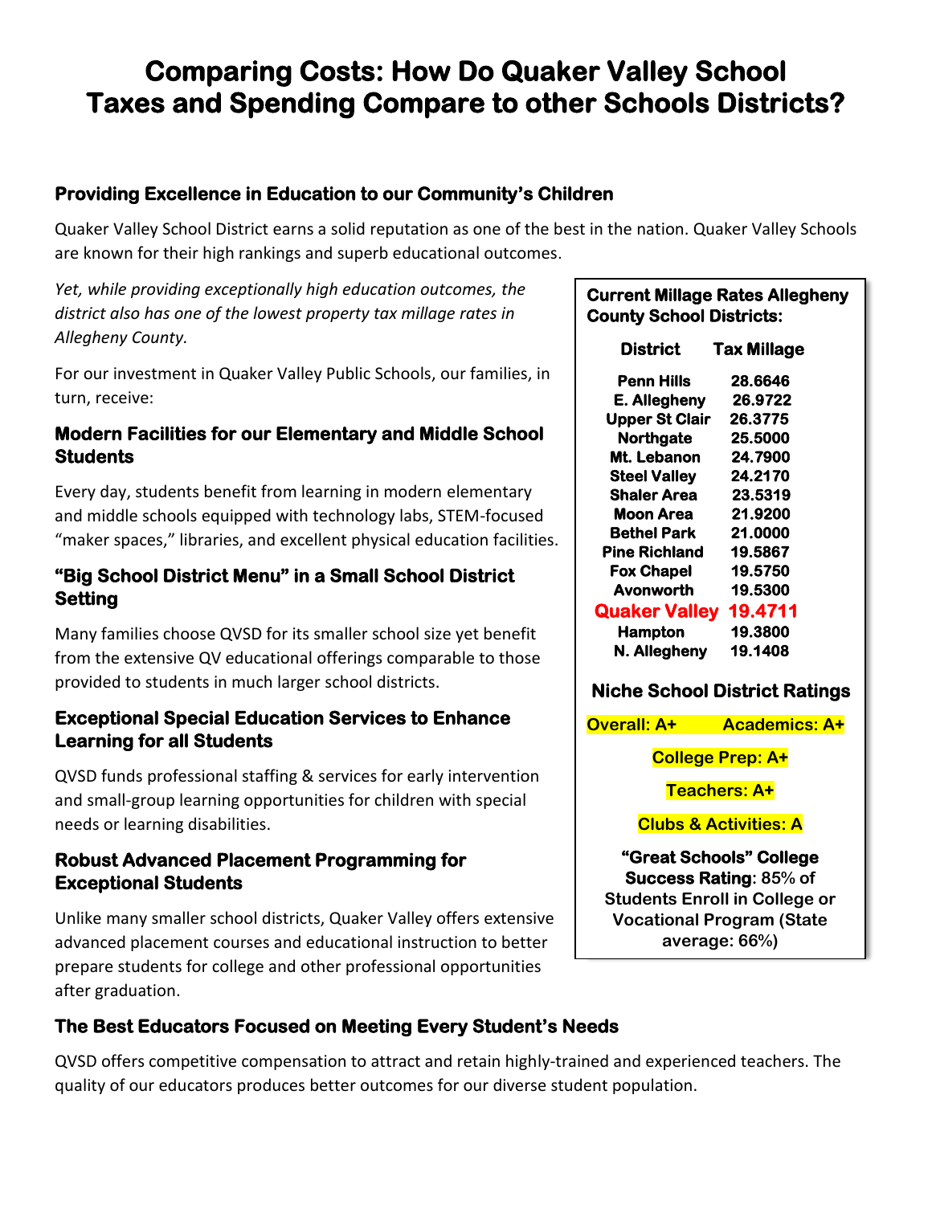# Comparing Costs: How Do Quaker Valley School Taxes and Spending Compare to other Schools Districts?

## Providing Excellence in Education to our Community's Children

Quaker Valley School District earns a solid reputation as one of the best in the nation. Quaker Valley Schools are known for their high rankings and superb educational outcomes.

*Yet, while providing exceptionally high education outcomes, the district also has one of the lowest property tax millage rates in Allegheny County.*

For our investment in Quaker Valley Public Schools, our families, in turn, receive:

### Modern Facilities for our Elementary and Middle School Students

Every day, students benefit from learning in modern elementary and middle schools equipped with technology labs, STEM-focused "maker spaces," libraries, and excellent physical education facilities.

### "Big School District Menu" in a Small School District Setting

Many families choose QVSD for its smaller school size yet benefit from the extensive QV educational offerings comparable to those provided to students in much larger school districts.

### Exceptional Special Education Services to Enhance Learning for all Students

QVSD funds professional staffing & services for early intervention and small-group learning opportunities for children with special needs or learning disabilities.

### Robust Advanced Placement Programming for Exceptional Students

Unlike many smaller school districts, Quaker Valley offers extensive advanced placement courses and educational instruction to better prepare students for college and other professional opportunities after graduation.

**Current Millage Rates Allegheny County School Districts:**

| District | Tax Millage |
|---|---|
| Penn Hills | 28.6646 |
| E. Allegheny | 26.9722 |
| Upper St Clair | 26.3775 |
| Northgate | 25.5000 |
| Mt. Lebanon | 24.7900 |
| Steel Valley | 24.2170 |
| Shaler Area | 23.5319 |
| Moon Area | 21.9200 |
| Bethel Park | 21.0000 |
| Pine Richland | 19.5867 |
| Fox Chapel | 19.5750 |
| Avonworth | 19.5300 |
| **Quaker Valley** | **19.4711** |
| Hampton | 19.3800 |
| N. Allegheny | 19.1408 |

**Niche School District Ratings**

**Overall: A+** **Academics: A+**

**College Prep: A+**

**Teachers: A+**

**Clubs & Activities: A**

**"Great Schools" College Success Rating: 85% of Students Enroll in College or Vocational Program (State average: 66%)**

## The Best Educators Focused on Meeting Every Student's Needs

QVSD offers competitive compensation to attract and retain highly-trained and experienced teachers. The quality of our educators produces better outcomes for our diverse student population.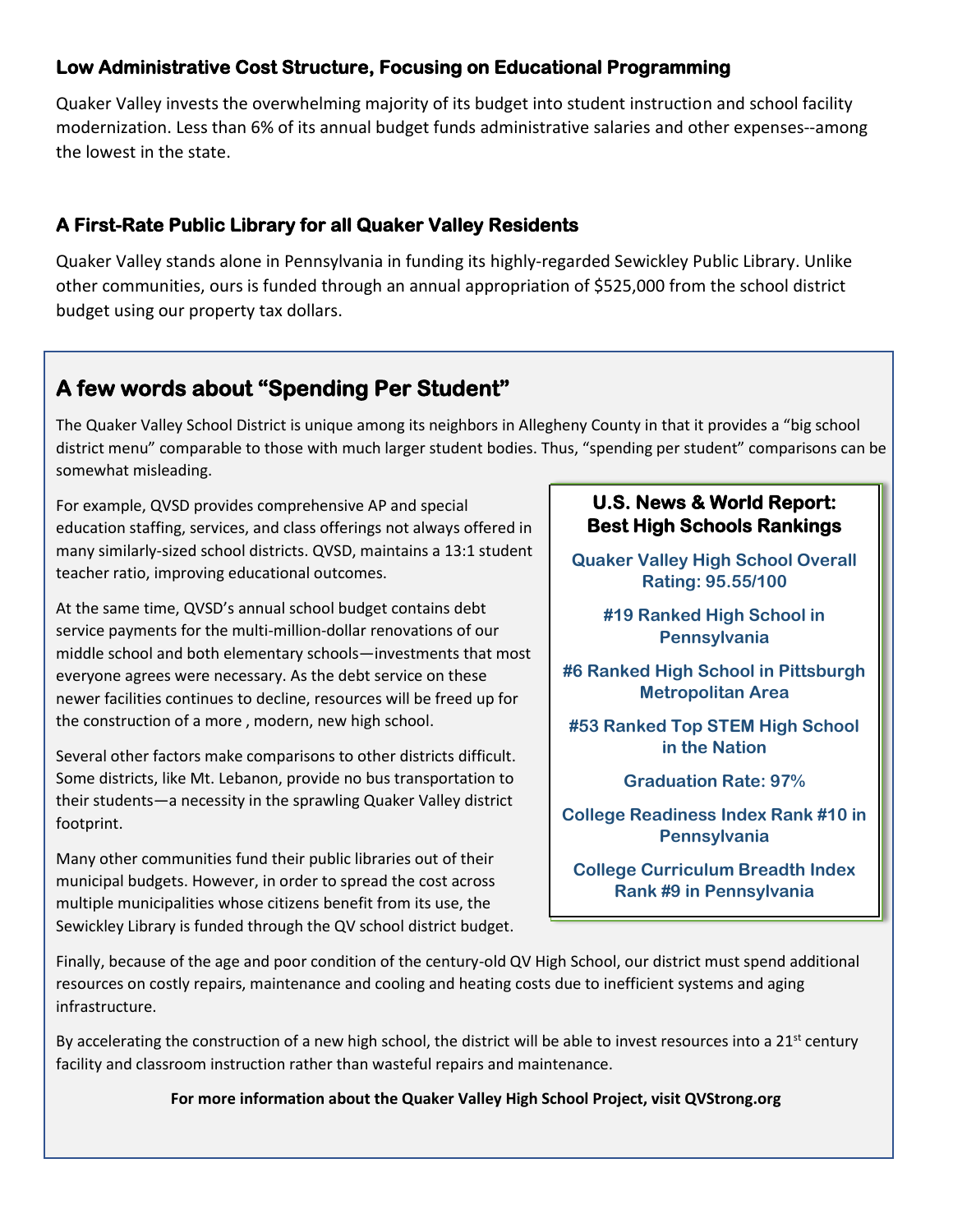### Low Administrative Cost Structure, Focusing on Educational Programming

Quaker Valley invests the overwhelming majority of its budget into student instruction and school facility modernization. Less than 6% of its annual budget funds administrative salaries and other expenses--among the lowest in the state.

### A First-Rate Public Library for all Quaker Valley Residents

Quaker Valley stands alone in Pennsylvania in funding its highly-regarded Sewickley Public Library. Unlike other communities, ours is funded through an annual appropriation of $525,000 from the school district budget using our property tax dollars.

## A few words about "Spending Per Student"

The Quaker Valley School District is unique among its neighbors in Allegheny County in that it provides a "big school district menu" comparable to those with much larger student bodies. Thus, "spending per student" comparisons can be somewhat misleading.

For example, QVSD provides comprehensive AP and special education staffing, services, and class offerings not always offered in many similarly-sized school districts. QVSD, maintains a 13:1 student teacher ratio, improving educational outcomes.

At the same time, QVSD's annual school budget contains debt service payments for the multi-million-dollar renovations of our middle school and both elementary schools—investments that most everyone agrees were necessary. As the debt service on these newer facilities continues to decline, resources will be freed up for the construction of a more , modern, new high school.

Several other factors make comparisons to other districts difficult. Some districts, like Mt. Lebanon, provide no bus transportation to their students—a necessity in the sprawling Quaker Valley district footprint.

Many other communities fund their public libraries out of their municipal budgets. However, in order to spread the cost across multiple municipalities whose citizens benefit from its use, the Sewickley Library is funded through the QV school district budget.

**U.S. News & World Report: Best High Schools Rankings**

**Quaker Valley High School Overall Rating: 95.55/100**

**#19 Ranked High School in Pennsylvania**

**#6 Ranked High School in Pittsburgh Metropolitan Area**

**#53 Ranked Top STEM High School in the Nation**

**Graduation Rate: 97%**

**College Readiness Index Rank #10 in Pennsylvania**

**College Curriculum Breadth Index Rank #9 in Pennsylvania**

Finally, because of the age and poor condition of the century-old QV High School, our district must spend additional resources on costly repairs, maintenance and cooling and heating costs due to inefficient systems and aging infrastructure.

By accelerating the construction of a new high school, the district will be able to invest resources into a 21st century facility and classroom instruction rather than wasteful repairs and maintenance.

**For more information about the Quaker Valley High School Project, visit QVStrong.org**